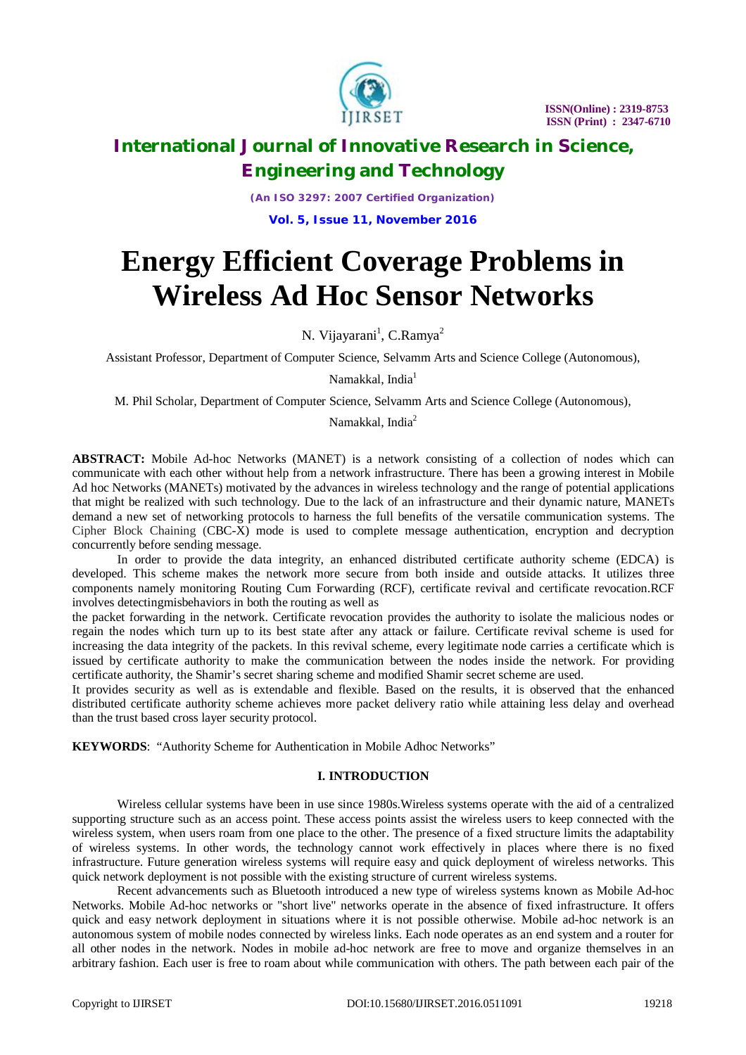# Energy Efficient Coverage Problems in Wireless Ad Hoc Sensor Networks

N. Vijayarani[1], C.Ramya[2]

Assistant Professor, Department of Computer Science, Selvamm Arts and Science College (Autonomous), Namakkal, India[1]

M. Phil Scholar, Department of Computer Science, Selvamm Arts and Science College (Autonomous), Namakkal, India[2]

**ABSTRACT:** Mobile Ad-hoc Networks (MANET) is a network consisting of a collection of nodes which can communicate with each other without help from a network infrastructure. There has been a growing interest in Mobile Ad hoc Networks (MANETs) motivated by the advances in wireless technology and the range of potential applications that might be realized with such technology. Due to the lack of an infrastructure and their dynamic nature, MANETs demand a new set of networking protocols to harness the full benefits of the versatile communication systems. The Cipher Block Chaining (CBC-X) mode is used to complete message authentication, encryption and decryption concurrently before sending message.

In order to provide the data integrity, an enhanced distributed certificate authority scheme (EDCA) is developed. This scheme makes the network more secure from both inside and outside attacks. It utilizes three components namely monitoring Routing Cum Forwarding (RCF), certificate revival and certificate revocation.RCF involves detectingmisbehaviors in both the routing as well as

the packet forwarding in the network. Certificate revocation provides the authority to isolate the malicious nodes or regain the nodes which turn up to its best state after any attack or failure. Certificate revival scheme is used for increasing the data integrity of the packets. In this revival scheme, every legitimate node carries a certificate which is issued by certificate authority to make the communication between the nodes inside the network. For providing certificate authority, the Shamir's secret sharing scheme and modified Shamir secret scheme are used.

It provides security as well as is extendable and flexible. Based on the results, it is observed that the enhanced distributed certificate authority scheme achieves more packet delivery ratio while attaining less delay and overhead than the trust based cross layer security protocol.

**KEYWORDS**: "Authority Scheme for Authentication in Mobile Adhoc Networks"

## I. INTRODUCTION

Wireless cellular systems have been in use since 1980s.Wireless systems operate with the aid of a centralized supporting structure such as an access point. These access points assist the wireless users to keep connected with the wireless system, when users roam from one place to the other. The presence of a fixed structure limits the adaptability of wireless systems. In other words, the technology cannot work effectively in places where there is no fixed infrastructure. Future generation wireless systems will require easy and quick deployment of wireless networks. This quick network deployment is not possible with the existing structure of current wireless systems.

Recent advancements such as Bluetooth introduced a new type of wireless systems known as Mobile Ad-hoc Networks. Mobile Ad-hoc networks or "short live" networks operate in the absence of fixed infrastructure. It offers quick and easy network deployment in situations where it is not possible otherwise. Mobile ad-hoc network is an autonomous system of mobile nodes connected by wireless links. Each node operates as an end system and a router for all other nodes in the network. Nodes in mobile ad-hoc network are free to move and organize themselves in an arbitrary fashion. Each user is free to roam about while communication with others. The path between each pair of the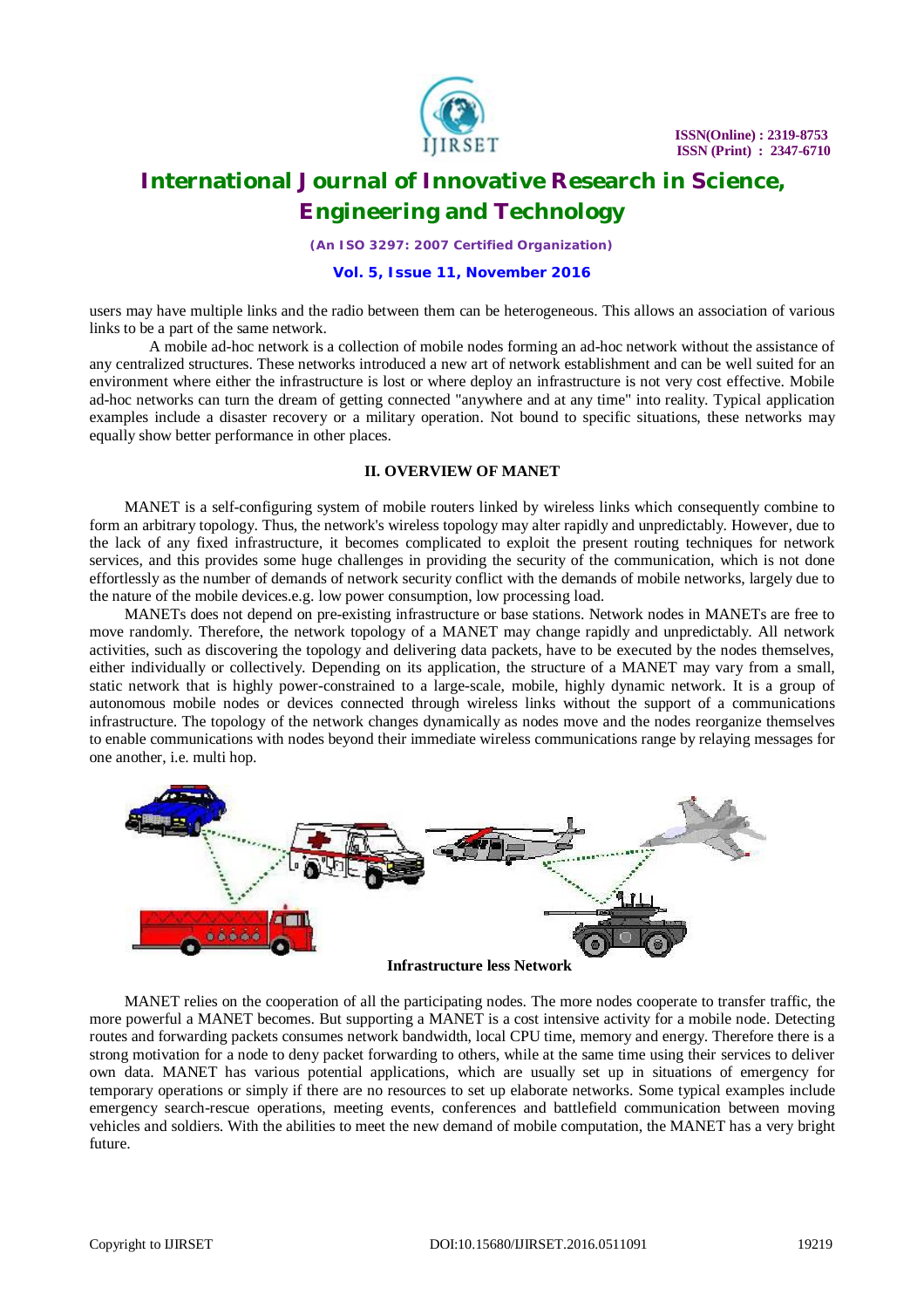users may have multiple links and the radio between them can be heterogeneous. This allows an association of various links to be a part of the same network.

A mobile ad-hoc network is a collection of mobile nodes forming an ad-hoc network without the assistance of any centralized structures. These networks introduced a new art of network establishment and can be well suited for an environment where either the infrastructure is lost or where deploy an infrastructure is not very cost effective. Mobile ad-hoc networks can turn the dream of getting connected "anywhere and at any time" into reality. Typical application examples include a disaster recovery or a military operation. Not bound to specific situations, these networks may equally show better performance in other places.

## II. OVERVIEW OF MANET

MANET is a self-configuring system of mobile routers linked by wireless links which consequently combine to form an arbitrary topology. Thus, the network's wireless topology may alter rapidly and unpredictably. However, due to the lack of any fixed infrastructure, it becomes complicated to exploit the present routing techniques for network services, and this provides some huge challenges in providing the security of the communication, which is not done effortlessly as the number of demands of network security conflict with the demands of mobile networks, largely due to the nature of the mobile devices.e.g. low power consumption, low processing load.

MANETs does not depend on pre-existing infrastructure or base stations. Network nodes in MANETs are free to move randomly. Therefore, the network topology of a MANET may change rapidly and unpredictably. All network activities, such as discovering the topology and delivering data packets, have to be executed by the nodes themselves, either individually or collectively. Depending on its application, the structure of a MANET may vary from a small, static network that is highly power-constrained to a large-scale, mobile, highly dynamic network. It is a group of autonomous mobile nodes or devices connected through wireless links without the support of a communications infrastructure. The topology of the network changes dynamically as nodes move and the nodes reorganize themselves to enable communications with nodes beyond their immediate wireless communications range by relaying messages for one another, i.e. multi hop.

**Infrastructure less Network**

MANET relies on the cooperation of all the participating nodes. The more nodes cooperate to transfer traffic, the more powerful a MANET becomes. But supporting a MANET is a cost intensive activity for a mobile node. Detecting routes and forwarding packets consumes network bandwidth, local CPU time, memory and energy. Therefore there is a strong motivation for a node to deny packet forwarding to others, while at the same time using their services to deliver own data. MANET has various potential applications, which are usually set up in situations of emergency for temporary operations or simply if there are no resources to set up elaborate networks. Some typical examples include emergency search-rescue operations, meeting events, conferences and battlefield communication between moving vehicles and soldiers. With the abilities to meet the new demand of mobile computation, the MANET has a very bright future.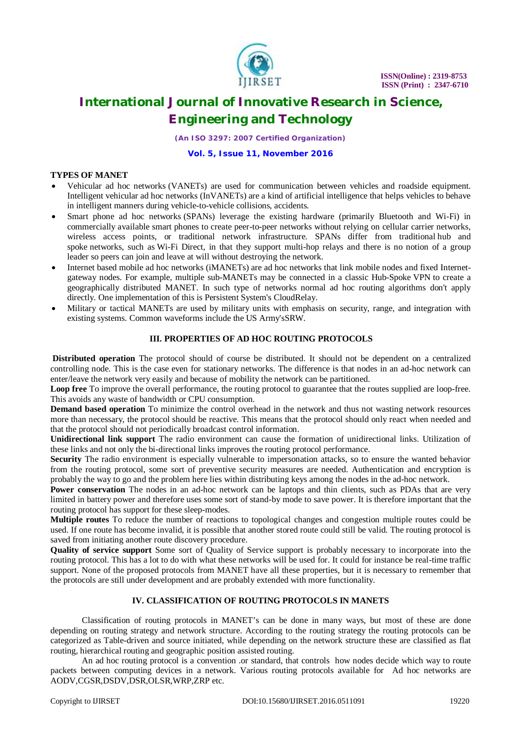### TYPES OF MANET

- Vehicular ad hoc networks (VANETs) are used for communication between vehicles and roadside equipment. Intelligent vehicular ad hoc networks (InVANETs) are a kind of artificial intelligence that helps vehicles to behave in intelligent manners during vehicle-to-vehicle collisions, accidents.
- Smart phone ad hoc networks (SPANs) leverage the existing hardware (primarily Bluetooth and Wi-Fi) in commercially available smart phones to create peer-to-peer networks without relying on cellular carrier networks, wireless access points, or traditional network infrastructure. SPANs differ from traditional hub and spoke networks, such as Wi-Fi Direct, in that they support multi-hop relays and there is no notion of a group leader so peers can join and leave at will without destroying the network.
- Internet based mobile ad hoc networks (iMANETs) are ad hoc networks that link mobile nodes and fixed Internet-gateway nodes. For example, multiple sub-MANETs may be connected in a classic Hub-Spoke VPN to create a geographically distributed MANET. In such type of networks normal ad hoc routing algorithms don't apply directly. One implementation of this is Persistent System's CloudRelay.
- Military or tactical MANETs are used by military units with emphasis on security, range, and integration with existing systems. Common waveforms include the US Army'sSRW.

## III. PROPERTIES OF AD HOC ROUTING PROTOCOLS

**Distributed operation** The protocol should of course be distributed. It should not be dependent on a centralized controlling node. This is the case even for stationary networks. The difference is that nodes in an ad-hoc network can enter/leave the network very easily and because of mobility the network can be partitioned.

**Loop free** To improve the overall performance, the routing protocol to guarantee that the routes supplied are loop-free. This avoids any waste of bandwidth or CPU consumption.

**Demand based operation** To minimize the control overhead in the network and thus not wasting network resources more than necessary, the protocol should be reactive. This means that the protocol should only react when needed and that the protocol should not periodically broadcast control information.

**Unidirectional link support** The radio environment can cause the formation of unidirectional links. Utilization of these links and not only the bi-directional links improves the routing protocol performance.

**Security** The radio environment is especially vulnerable to impersonation attacks, so to ensure the wanted behavior from the routing protocol, some sort of preventive security measures are needed. Authentication and encryption is probably the way to go and the problem here lies within distributing keys among the nodes in the ad-hoc network.

**Power conservation** The nodes in an ad-hoc network can be laptops and thin clients, such as PDAs that are very limited in battery power and therefore uses some sort of stand-by mode to save power. It is therefore important that the routing protocol has support for these sleep-modes.

**Multiple routes** To reduce the number of reactions to topological changes and congestion multiple routes could be used. If one route has become invalid, it is possible that another stored route could still be valid. The routing protocol is saved from initiating another route discovery procedure.

**Quality of service support** Some sort of Quality of Service support is probably necessary to incorporate into the routing protocol. This has a lot to do with what these networks will be used for. It could for instance be real-time traffic support. None of the proposed protocols from MANET have all these properties, but it is necessary to remember that the protocols are still under development and are probably extended with more functionality.

## IV. CLASSIFICATION OF ROUTING PROTOCOLS IN MANETS

Classification of routing protocols in MANET's can be done in many ways, but most of these are done depending on routing strategy and network structure. According to the routing strategy the routing protocols can be categorized as Table-driven and source initiated, while depending on the network structure these are classified as flat routing, hierarchical routing and geographic position assisted routing.

An ad hoc routing protocol is a convention .or standard, that controls how nodes decide which way to route packets between computing devices in a network. Various routing protocols available for Ad hoc networks are AODV,CGSR,DSDV,DSR,OLSR,WRP,ZRP etc.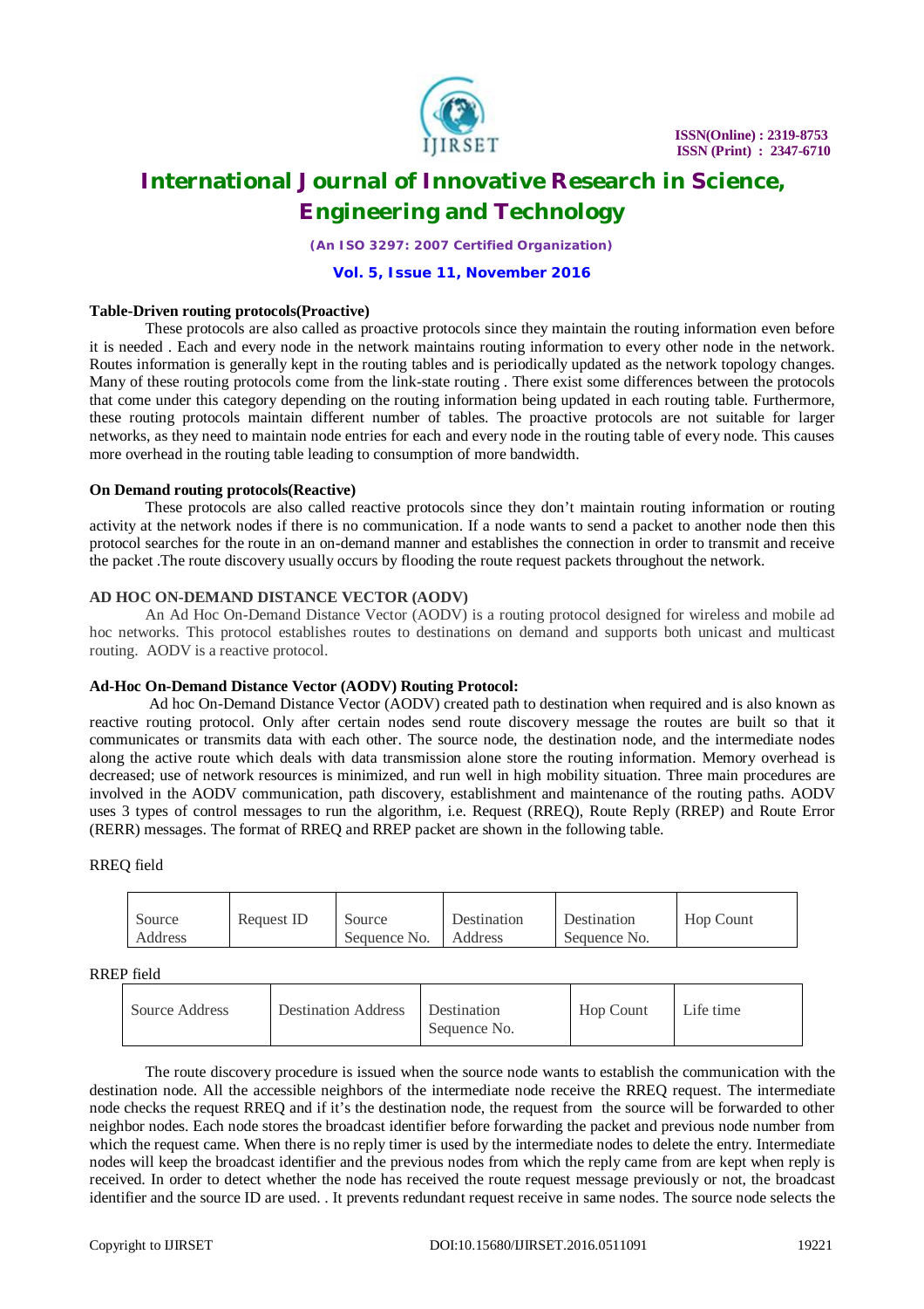**Table-Driven routing protocols(Proactive)**

These protocols are also called as proactive protocols since they maintain the routing information even before it is needed . Each and every node in the network maintains routing information to every other node in the network. Routes information is generally kept in the routing tables and is periodically updated as the network topology changes. Many of these routing protocols come from the link-state routing . There exist some differences between the protocols that come under this category depending on the routing information being updated in each routing table. Furthermore, these routing protocols maintain different number of tables. The proactive protocols are not suitable for larger networks, as they need to maintain node entries for each and every node in the routing table of every node. This causes more overhead in the routing table leading to consumption of more bandwidth.

**On Demand routing protocols(Reactive)**

These protocols are also called reactive protocols since they don't maintain routing information or routing activity at the network nodes if there is no communication. If a node wants to send a packet to another node then this protocol searches for the route in an on-demand manner and establishes the connection in order to transmit and receive the packet .The route discovery usually occurs by flooding the route request packets throughout the network.

**AD HOC ON-DEMAND DISTANCE VECTOR (AODV)**

An Ad Hoc On-Demand Distance Vector (AODV) is a routing protocol designed for wireless and mobile ad hoc networks. This protocol establishes routes to destinations on demand and supports both unicast and multicast routing. AODV is a reactive protocol.

**Ad-Hoc On-Demand Distance Vector (AODV) Routing Protocol:**

Ad hoc On-Demand Distance Vector (AODV) created path to destination when required and is also known as reactive routing protocol. Only after certain nodes send route discovery message the routes are built so that it communicates or transmits data with each other. The source node, the destination node, and the intermediate nodes along the active route which deals with data transmission alone store the routing information. Memory overhead is decreased; use of network resources is minimized, and run well in high mobility situation. Three main procedures are involved in the AODV communication, path discovery, establishment and maintenance of the routing paths. AODV uses 3 types of control messages to run the algorithm, i.e. Request (RREQ), Route Reply (RREP) and Route Error (RERR) messages. The format of RREQ and RREP packet are shown in the following table.

RREQ field

| Source Address | Request ID | Source Sequence No. | Destination Address | Destination Sequence No. | Hop Count |
|---|---|---|---|---|---|

RREP field

| Source Address | Destination Address | Destination Sequence No. | Hop Count | Life time |
|---|---|---|---|---|

The route discovery procedure is issued when the source node wants to establish the communication with the destination node. All the accessible neighbors of the intermediate node receive the RREQ request. The intermediate node checks the request RREQ and if it's the destination node, the request from the source will be forwarded to other neighbor nodes. Each node stores the broadcast identifier before forwarding the packet and previous node number from which the request came. When there is no reply timer is used by the intermediate nodes to delete the entry. Intermediate nodes will keep the broadcast identifier and the previous nodes from which the reply came from are kept when reply is received. In order to detect whether the node has received the route request message previously or not, the broadcast identifier and the source ID are used. . It prevents redundant request receive in same nodes. The source node selects the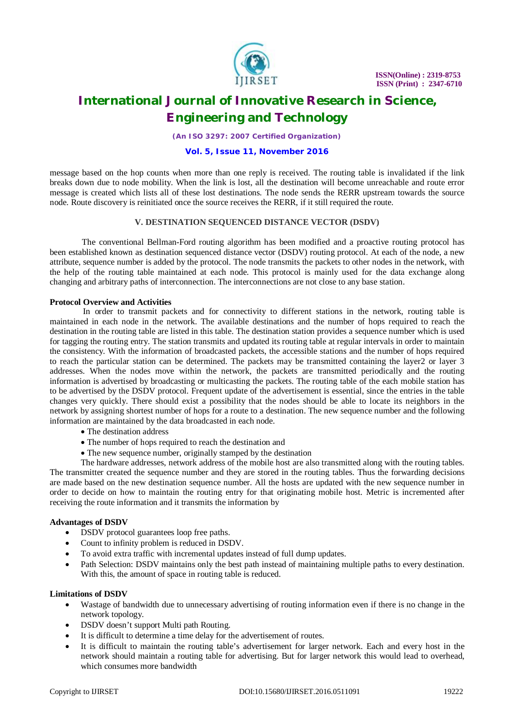message based on the hop counts when more than one reply is received. The routing table is invalidated if the link breaks down due to node mobility. When the link is lost, all the destination will become unreachable and route error message is created which lists all of these lost destinations. The node sends the RERR upstream towards the source node. Route discovery is reinitiated once the source receives the RERR, if it still required the route.

## V. DESTINATION SEQUENCED DISTANCE VECTOR (DSDV)

The conventional Bellman-Ford routing algorithm has been modified and a proactive routing protocol has been established known as destination sequenced distance vector (DSDV) routing protocol. At each of the node, a new attribute, sequence number is added by the protocol. The node transmits the packets to other nodes in the network, with the help of the routing table maintained at each node. This protocol is mainly used for the data exchange along changing and arbitrary paths of interconnection. The interconnections are not close to any base station.

**Protocol Overview and Activities**

In order to transmit packets and for connectivity to different stations in the network, routing table is maintained in each node in the network. The available destinations and the number of hops required to reach the destination in the routing table are listed in this table. The destination station provides a sequence number which is used for tagging the routing entry. The station transmits and updated its routing table at regular intervals in order to maintain the consistency. With the information of broadcasted packets, the accessible stations and the number of hops required to reach the particular station can be determined. The packets may be transmitted containing the layer2 or layer 3 addresses. When the nodes move within the network, the packets are transmitted periodically and the routing information is advertised by broadcasting or multicasting the packets. The routing table of the each mobile station has to be advertised by the DSDV protocol. Frequent update of the advertisement is essential, since the entries in the table changes very quickly. There should exist a possibility that the nodes should be able to locate its neighbors in the network by assigning shortest number of hops for a route to a destination. The new sequence number and the following information are maintained by the data broadcasted in each node.

- The destination address
- The number of hops required to reach the destination and
- The new sequence number, originally stamped by the destination

The hardware addresses, network address of the mobile host are also transmitted along with the routing tables. The transmitter created the sequence number and they are stored in the routing tables. Thus the forwarding decisions are made based on the new destination sequence number. All the hosts are updated with the new sequence number in order to decide on how to maintain the routing entry for that originating mobile host. Metric is incremented after receiving the route information and it transmits the information by

**Advantages of DSDV**

- DSDV protocol guarantees loop free paths.
- Count to infinity problem is reduced in DSDV.
- To avoid extra traffic with incremental updates instead of full dump updates.
- Path Selection: DSDV maintains only the best path instead of maintaining multiple paths to every destination. With this, the amount of space in routing table is reduced.

**Limitations of DSDV**

- Wastage of bandwidth due to unnecessary advertising of routing information even if there is no change in the network topology.
- DSDV doesn't support Multi path Routing.
- It is difficult to determine a time delay for the advertisement of routes.
- It is difficult to maintain the routing table's advertisement for larger network. Each and every host in the network should maintain a routing table for advertising. But for larger network this would lead to overhead, which consumes more bandwidth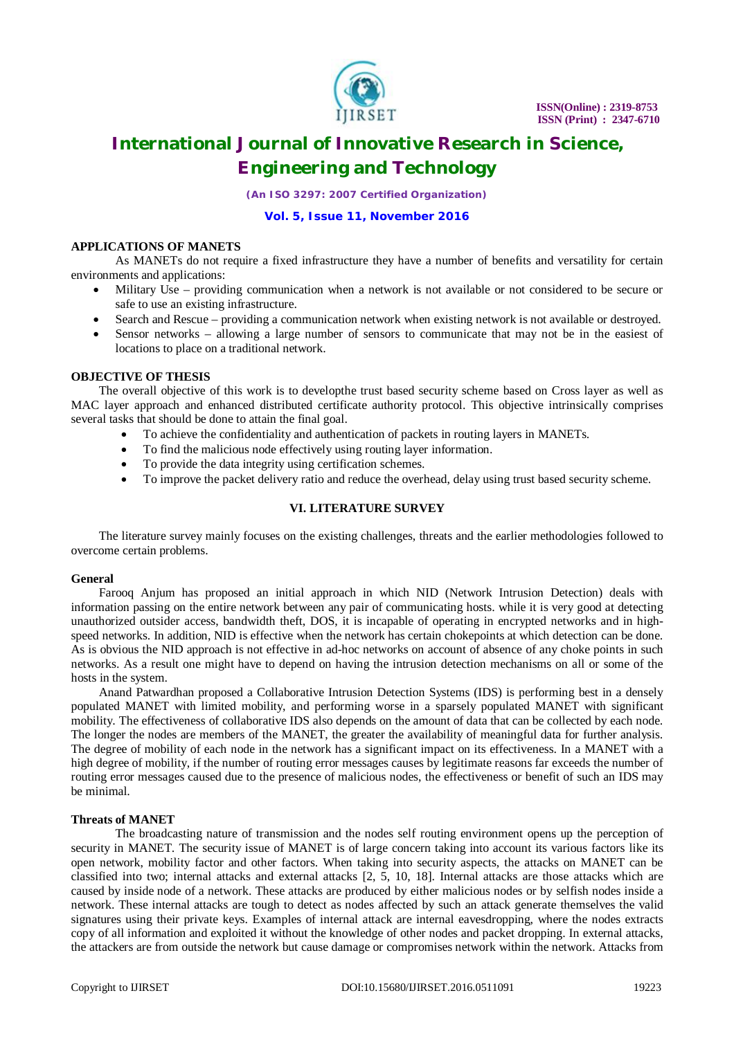**APPLICATIONS OF MANETS**

As MANETs do not require a fixed infrastructure they have a number of benefits and versatility for certain environments and applications:

- Military Use – providing communication when a network is not available or not considered to be secure or safe to use an existing infrastructure.
- Search and Rescue – providing a communication network when existing network is not available or destroyed.
- Sensor networks – allowing a large number of sensors to communicate that may not be in the easiest of locations to place on a traditional network.

**OBJECTIVE OF THESIS**

The overall objective of this work is to developthe trust based security scheme based on Cross layer as well as MAC layer approach and enhanced distributed certificate authority protocol. This objective intrinsically comprises several tasks that should be done to attain the final goal.

- To achieve the confidentiality and authentication of packets in routing layers in MANETs.
- To find the malicious node effectively using routing layer information.
- To provide the data integrity using certification schemes.
- To improve the packet delivery ratio and reduce the overhead, delay using trust based security scheme.

## VI. LITERATURE SURVEY

The literature survey mainly focuses on the existing challenges, threats and the earlier methodologies followed to overcome certain problems.

**General**

Farooq Anjum has proposed an initial approach in which NID (Network Intrusion Detection) deals with information passing on the entire network between any pair of communicating hosts. while it is very good at detecting unauthorized outsider access, bandwidth theft, DOS, it is incapable of operating in encrypted networks and in high-speed networks. In addition, NID is effective when the network has certain chokepoints at which detection can be done. As is obvious the NID approach is not effective in ad-hoc networks on account of absence of any choke points in such networks. As a result one might have to depend on having the intrusion detection mechanisms on all or some of the hosts in the system.

Anand Patwardhan proposed a Collaborative Intrusion Detection Systems (IDS) is performing best in a densely populated MANET with limited mobility, and performing worse in a sparsely populated MANET with significant mobility. The effectiveness of collaborative IDS also depends on the amount of data that can be collected by each node. The longer the nodes are members of the MANET, the greater the availability of meaningful data for further analysis. The degree of mobility of each node in the network has a significant impact on its effectiveness. In a MANET with a high degree of mobility, if the number of routing error messages causes by legitimate reasons far exceeds the number of routing error messages caused due to the presence of malicious nodes, the effectiveness or benefit of such an IDS may be minimal.

**Threats of MANET**

The broadcasting nature of transmission and the nodes self routing environment opens up the perception of security in MANET. The security issue of MANET is of large concern taking into account its various factors like its open network, mobility factor and other factors. When taking into security aspects, the attacks on MANET can be classified into two; internal attacks and external attacks [2, 5, 10, 18]. Internal attacks are those attacks which are caused by inside node of a network. These attacks are produced by either malicious nodes or by selfish nodes inside a network. These internal attacks are tough to detect as nodes affected by such an attack generate themselves the valid signatures using their private keys. Examples of internal attack are internal eavesdropping, where the nodes extracts copy of all information and exploited it without the knowledge of other nodes and packet dropping. In external attacks, the attackers are from outside the network but cause damage or compromises network within the network. Attacks from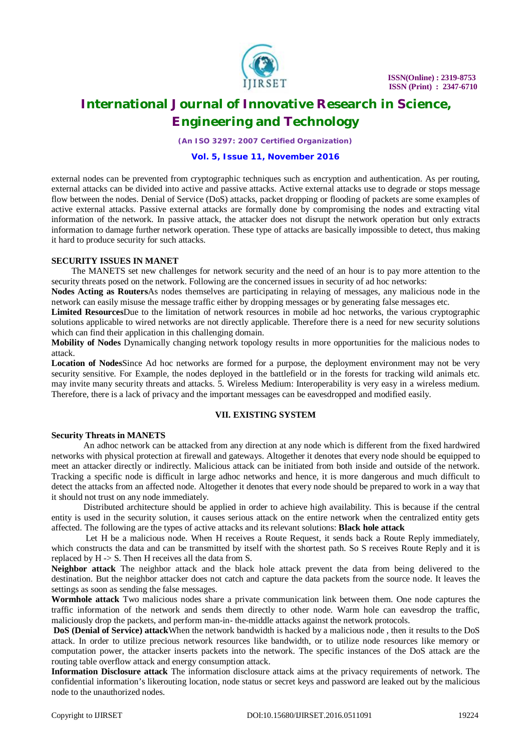external nodes can be prevented from cryptographic techniques such as encryption and authentication. As per routing, external attacks can be divided into active and passive attacks. Active external attacks use to degrade or stops message flow between the nodes. Denial of Service (DoS) attacks, packet dropping or flooding of packets are some examples of active external attacks. Passive external attacks are formally done by compromising the nodes and extracting vital information of the network. In passive attack, the attacker does not disrupt the network operation but only extracts information to damage further network operation. These type of attacks are basically impossible to detect, thus making it hard to produce security for such attacks.

**SECURITY ISSUES IN MANET**

The MANETS set new challenges for network security and the need of an hour is to pay more attention to the security threats posed on the network. Following are the concerned issues in security of ad hoc networks:

**Nodes Acting as Routers**As nodes themselves are participating in relaying of messages, any malicious node in the network can easily misuse the message traffic either by dropping messages or by generating false messages etc.

**Limited Resources**Due to the limitation of network resources in mobile ad hoc networks, the various cryptographic solutions applicable to wired networks are not directly applicable. Therefore there is a need for new security solutions which can find their application in this challenging domain.

**Mobility of Nodes** Dynamically changing network topology results in more opportunities for the malicious nodes to attack.

**Location of Nodes**Since Ad hoc networks are formed for a purpose, the deployment environment may not be very security sensitive. For Example, the nodes deployed in the battlefield or in the forests for tracking wild animals etc. may invite many security threats and attacks. 5. Wireless Medium: Interoperability is very easy in a wireless medium. Therefore, there is a lack of privacy and the important messages can be eavesdropped and modified easily.

## VII. EXISTING SYSTEM

**Security Threats in MANETS**

An adhoc network can be attacked from any direction at any node which is different from the fixed hardwired networks with physical protection at firewall and gateways. Altogether it denotes that every node should be equipped to meet an attacker directly or indirectly. Malicious attack can be initiated from both inside and outside of the network. Tracking a specific node is difficult in large adhoc networks and hence, it is more dangerous and much difficult to detect the attacks from an affected node. Altogether it denotes that every node should be prepared to work in a way that it should not trust on any node immediately.

Distributed architecture should be applied in order to achieve high availability. This is because if the central entity is used in the security solution, it causes serious attack on the entire network when the centralized entity gets affected. The following are the types of active attacks and its relevant solutions: **Black hole attack**

Let H be a malicious node. When H receives a Route Request, it sends back a Route Reply immediately, which constructs the data and can be transmitted by itself with the shortest path. So S receives Route Reply and it is replaced by H -> S. Then H receives all the data from S.

**Neighbor attack** The neighbor attack and the black hole attack prevent the data from being delivered to the destination. But the neighbor attacker does not catch and capture the data packets from the source node. It leaves the settings as soon as sending the false messages.

**Wormhole attack** Two malicious nodes share a private communication link between them. One node captures the traffic information of the network and sends them directly to other node. Warm hole can eavesdrop the traffic, maliciously drop the packets, and perform man-in- the-middle attacks against the network protocols.

**DoS (Denial of Service) attack**When the network bandwidth is hacked by a malicious node , then it results to the DoS attack. In order to utilize precious network resources like bandwidth, or to utilize node resources like memory or computation power, the attacker inserts packets into the network. The specific instances of the DoS attack are the routing table overflow attack and energy consumption attack.

**Information Disclosure attack** The information disclosure attack aims at the privacy requirements of network. The confidential information's likerouting location, node status or secret keys and password are leaked out by the malicious node to the unauthorized nodes.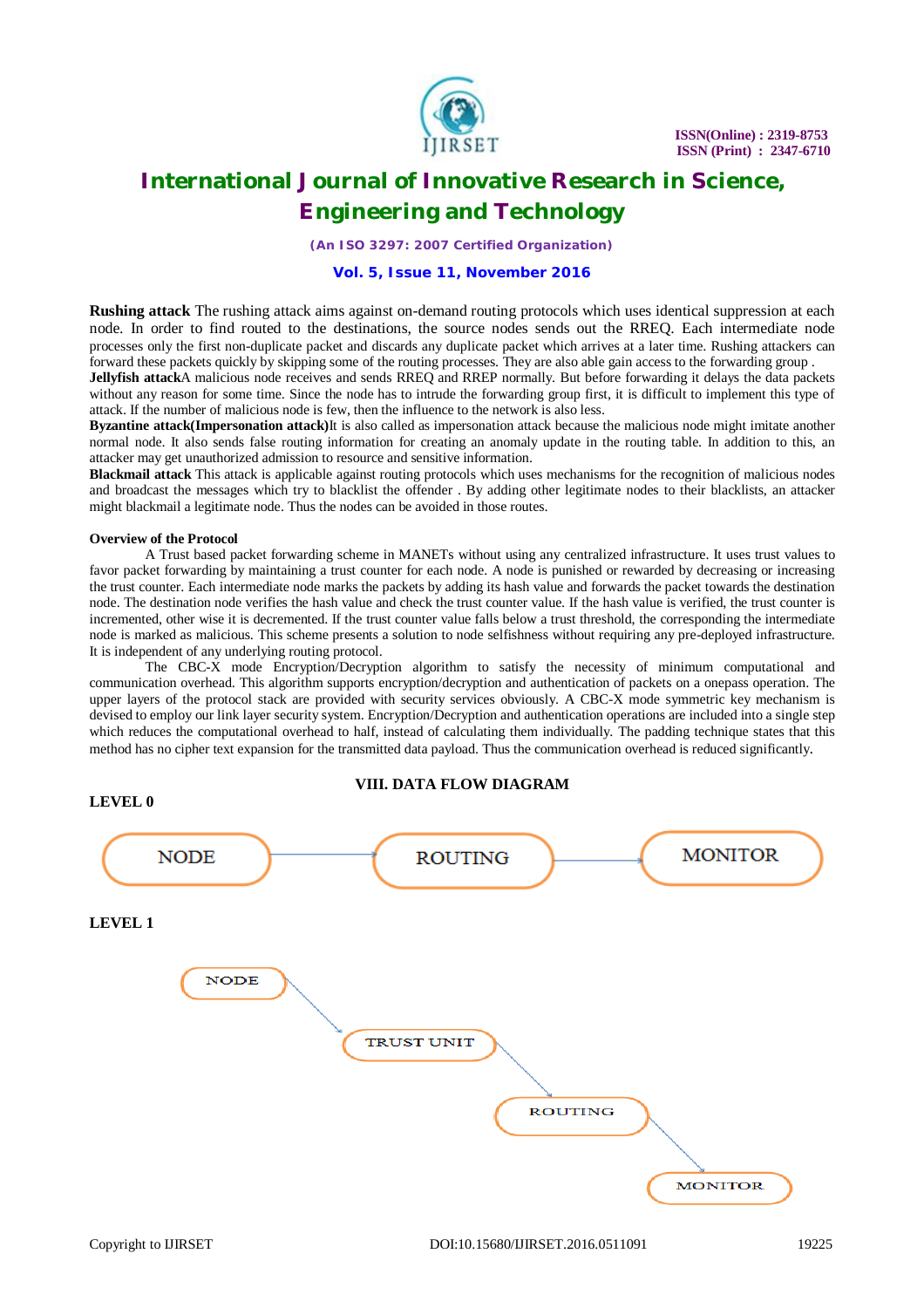**Rushing attack** The rushing attack aims against on-demand routing protocols which uses identical suppression at each node. In order to find routed to the destinations, the source nodes sends out the RREQ. Each intermediate node processes only the first non-duplicate packet and discards any duplicate packet which arrives at a later time. Rushing attackers can forward these packets quickly by skipping some of the routing processes. They are also able gain access to the forwarding group .

**Jellyfish attack**A malicious node receives and sends RREQ and RREP normally. But before forwarding it delays the data packets without any reason for some time. Since the node has to intrude the forwarding group first, it is difficult to implement this type of attack. If the number of malicious node is few, then the influence to the network is also less.

**Byzantine attack(Impersonation attack)**It is also called as impersonation attack because the malicious node might imitate another normal node. It also sends false routing information for creating an anomaly update in the routing table. In addition to this, an attacker may get unauthorized admission to resource and sensitive information.

**Blackmail attack** This attack is applicable against routing protocols which uses mechanisms for the recognition of malicious nodes and broadcast the messages which try to blacklist the offender . By adding other legitimate nodes to their blacklists, an attacker might blackmail a legitimate node. Thus the nodes can be avoided in those routes.

**Overview of the Protocol**

A Trust based packet forwarding scheme in MANETs without using any centralized infrastructure. It uses trust values to favor packet forwarding by maintaining a trust counter for each node. A node is punished or rewarded by decreasing or increasing the trust counter. Each intermediate node marks the packets by adding its hash value and forwards the packet towards the destination node. The destination node verifies the hash value and check the trust counter value. If the hash value is verified, the trust counter is incremented, other wise it is decremented. If the trust counter value falls below a trust threshold, the corresponding the intermediate node is marked as malicious. This scheme presents a solution to node selfishness without requiring any pre-deployed infrastructure. It is independent of any underlying routing protocol.

The CBC-X mode Encryption/Decryption algorithm to satisfy the necessity of minimum computational and communication overhead. This algorithm supports encryption/decryption and authentication of packets on a onepass operation. The upper layers of the protocol stack are provided with security services obviously. A CBC-X mode symmetric key mechanism is devised to employ our link layer security system. Encryption/Decryption and authentication operations are included into a single step which reduces the computational overhead to half, instead of calculating them individually. The padding technique states that this method has no cipher text expansion for the transmitted data payload. Thus the communication overhead is reduced significantly.

## VIII. DATA FLOW DIAGRAM

**LEVEL 0**

NODE → ROUTING → MONITOR

**LEVEL 1**

NODE → TRUST UNIT → ROUTING → MONITOR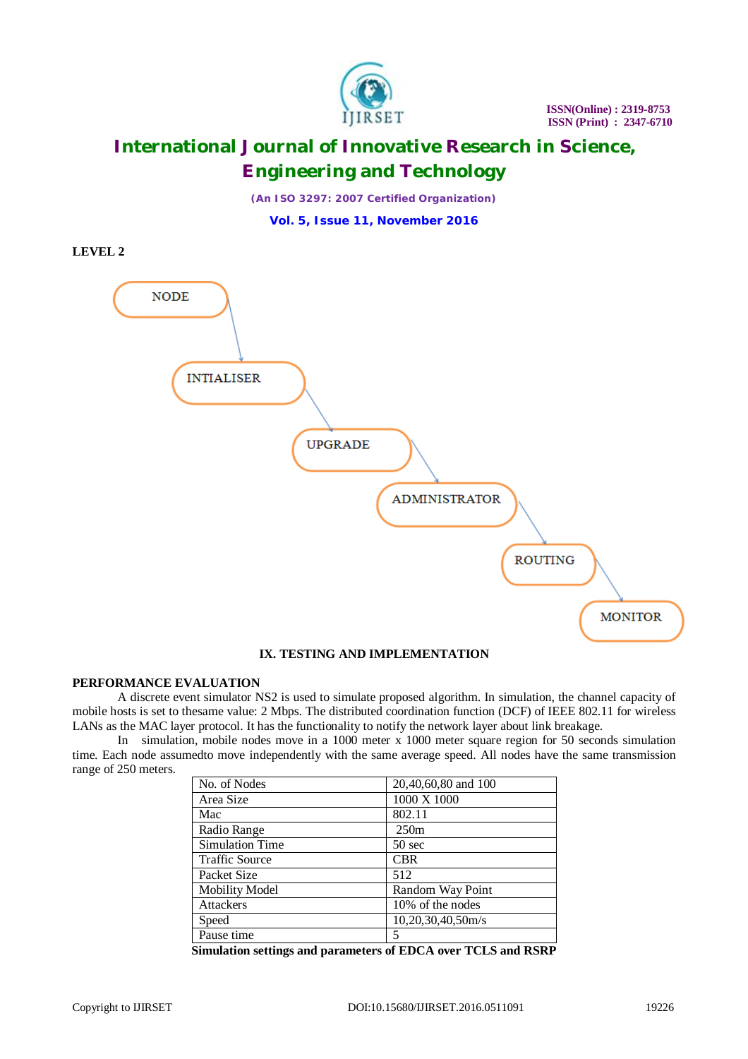**LEVEL 2**

NODE → INTIALISER → UPGRADE → ADMINISTRATOR → ROUTING → MONITOR

## IX. TESTING AND IMPLEMENTATION

### PERFORMANCE EVALUATION

A discrete event simulator NS2 is used to simulate proposed algorithm. In simulation, the channel capacity of mobile hosts is set to thesame value: 2 Mbps. The distributed coordination function (DCF) of IEEE 802.11 for wireless LANs as the MAC layer protocol. It has the functionality to notify the network layer about link breakage.

In simulation, mobile nodes move in a 1000 meter x 1000 meter square region for 50 seconds simulation time. Each node assumedto move independently with the same average speed. All nodes have the same transmission range of 250 meters.

| No. of Nodes | 20,40,60,80 and 100 |
|---|---|
| Area Size | 1000 X 1000 |
| Mac | 802.11 |
| Radio Range | 250m |
| Simulation Time | 50 sec |
| Traffic Source | CBR |
| Packet Size | 512 |
| Mobility Model | Random Way Point |
| Attackers | 10% of the nodes |
| Speed | 10,20,30,40,50m/s |
| Pause time | 5 |

**Simulation settings and parameters of EDCA over TCLS and RSRP**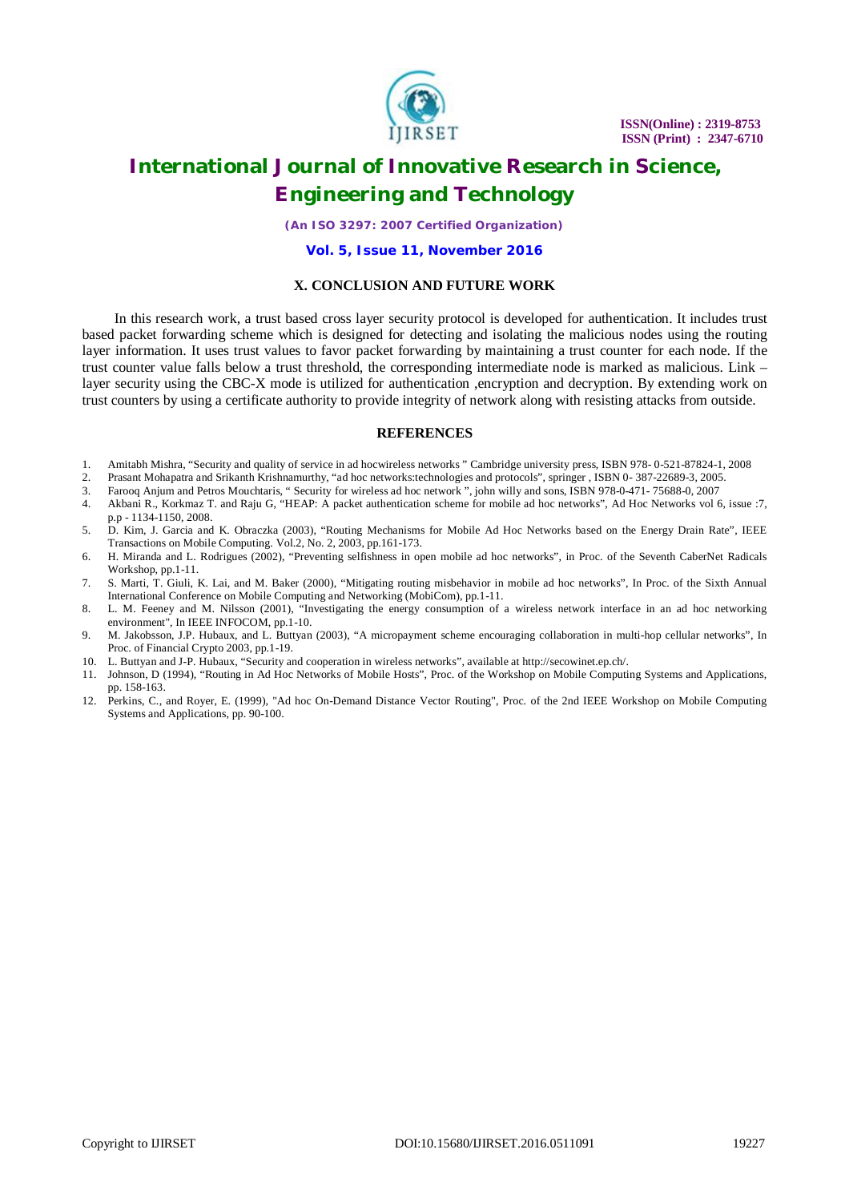## X. CONCLUSION AND FUTURE WORK

In this research work, a trust based cross layer security protocol is developed for authentication. It includes trust based packet forwarding scheme which is designed for detecting and isolating the malicious nodes using the routing layer information. It uses trust values to favor packet forwarding by maintaining a trust counter for each node. If the trust counter value falls below a trust threshold, the corresponding intermediate node is marked as malicious. Link –layer security using the CBC-X mode is utilized for authentication ,encryption and decryption. By extending work on trust counters by using a certificate authority to provide integrity of network along with resisting attacks from outside.

## REFERENCES

1. Amitabh Mishra, "Security and quality of service in ad hocwireless networks " Cambridge university press, ISBN 978- 0-521-87824-1, 2008
2. Prasant Mohapatra and Srikanth Krishnamurthy, "ad hoc networks:technologies and protocols", springer , ISBN 0- 387-22689-3, 2005.
3. Farooq Anjum and Petros Mouchtaris, " Security for wireless ad hoc network ", john willy and sons, ISBN 978-0-471- 75688-0, 2007
4. Akbani R., Korkmaz T. and Raju G, "HEAP: A packet authentication scheme for mobile ad hoc networks", Ad Hoc Networks vol 6, issue :7, p.p - 1134-1150, 2008.
5. D. Kim, J. Garcia and K. Obraczka (2003), "Routing Mechanisms for Mobile Ad Hoc Networks based on the Energy Drain Rate", IEEE Transactions on Mobile Computing. Vol.2, No. 2, 2003, pp.161-173.
6. H. Miranda and L. Rodrigues (2002), "Preventing selfishness in open mobile ad hoc networks", in Proc. of the Seventh CaberNet Radicals Workshop, pp.1-11.
7. S. Marti, T. Giuli, K. Lai, and M. Baker (2000), "Mitigating routing misbehavior in mobile ad hoc networks", In Proc. of the Sixth Annual International Conference on Mobile Computing and Networking (MobiCom), pp.1-11.
8. L. M. Feeney and M. Nilsson (2001), "Investigating the energy consumption of a wireless network interface in an ad hoc networking environment", In IEEE INFOCOM, pp.1-10.
9. M. Jakobsson, J.P. Hubaux, and L. Buttyan (2003), "A micropayment scheme encouraging collaboration in multi-hop cellular networks", In Proc. of Financial Crypto 2003, pp.1-19.
10. L. Buttyan and J-P. Hubaux, "Security and cooperation in wireless networks", available at http://secowinet.ep.ch/.
11. Johnson, D (1994), "Routing in Ad Hoc Networks of Mobile Hosts", Proc. of the Workshop on Mobile Computing Systems and Applications, pp. 158-163.
12. Perkins, C., and Royer, E. (1999), "Ad hoc On-Demand Distance Vector Routing", Proc. of the 2nd IEEE Workshop on Mobile Computing Systems and Applications, pp. 90-100.